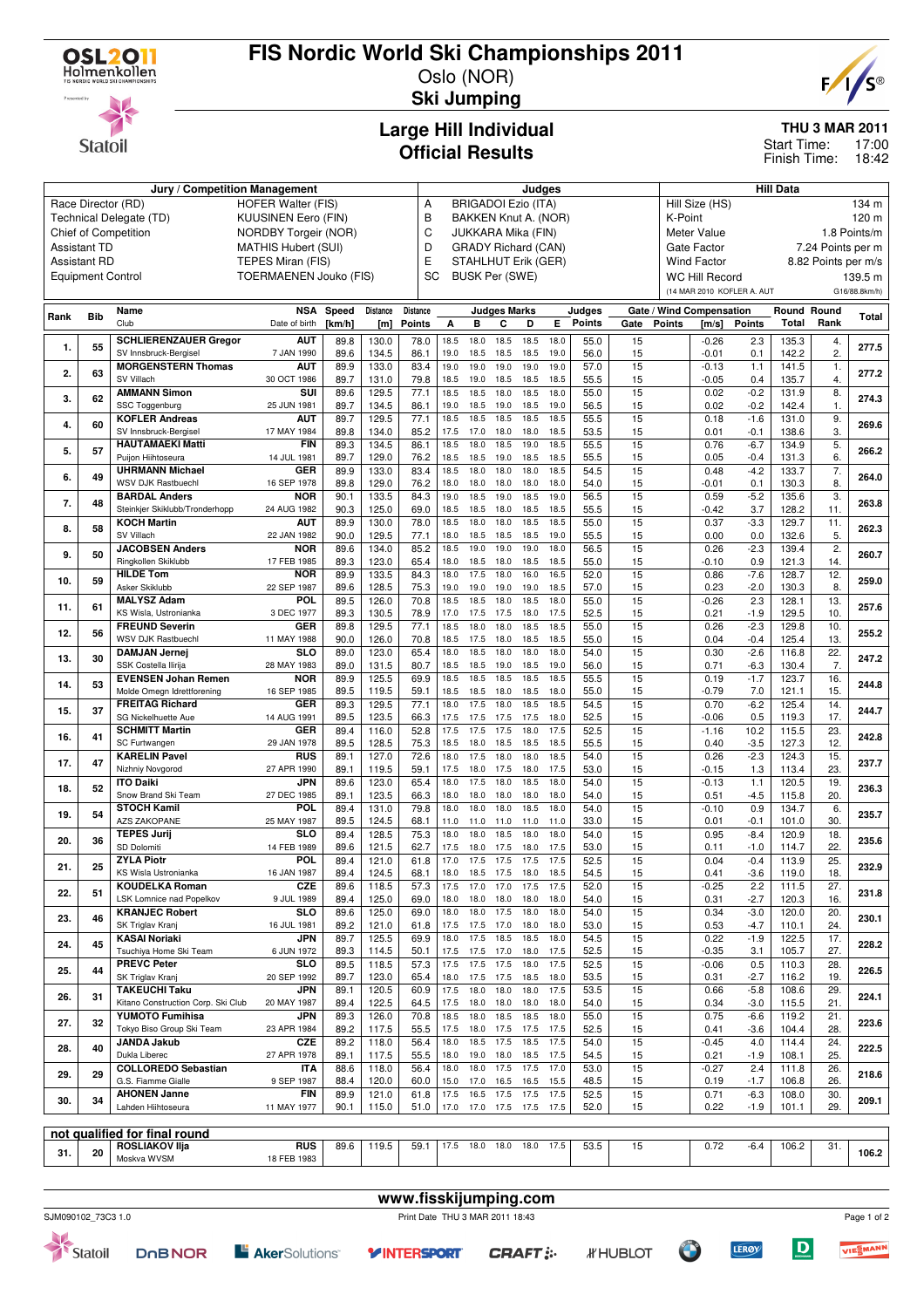# FIS Nordic World Ski Championships 2011

Oslo (NOR)

## Ski Jumping

## Large Hill Individual
## Official Results

**THU 3 MAR 2011**
Start Time: 17:00
Finish Time: 18:42

| Jury / Competition Management | | Judges | | Hill Data | |
|---|---|---|---|---|---|
| Race Director (RD) | HOFER Walter (FIS) | A | BRIGADOI Ezio (ITA) | Hill Size (HS) | 134 m |
| Technical Delegate (TD) | KUUSINEN Eero (FIN) | B | BAKKEN Knut A. (NOR) | K-Point | 120 m |
| Chief of Competition | NORDBY Torgeir (NOR) | C | JUKKARA Mika (FIN) | Meter Value | 1.8 Points/m |
| Assistant TD | MATHIS Hubert (SUI) | D | GRADY Richard (CAN) | Gate Factor | 7.24 Points per m |
| Assistant RD | TEPES Miran (FIS) | E | STAHLHUT Erik (GER) | Wind Factor | 8.82 Points per m/s |
| Equipment Control | TOERMAENEN Jouko (FIS) | SC | BUSK Per (SWE) | WC Hill Record (14 MAR 2010 KOFLER A. AUT) | 139.5 m (G16/88.8km/h) |

| Rank | Bib | Name / Club | NSA / Date of birth | Speed [km/h] | Distance [m] | Distance Points | A | B | C | D | E | Judges Points | Gate | Gate Points | Wind [m/s] | Wind Points | Round Total | Round Rank | Total |
|---|---|---|---|---|---|---|---|---|---|---|---|---|---|---|---|---|---|---|---|
| 1. | 55 | SCHLIERENZAUER Gregor | AUT | 89.8 | 130.0 | 78.0 | 18.5 | 18.0 | 18.5 | 18.5 | 18.0 | 55.0 | 15 | | -0.26 | 2.3 | 135.3 | 4. | 277.5 |
| | | SV Innsbruck-Bergisel | 7 JAN 1990 | 89.6 | 134.5 | 86.1 | 19.0 | 18.5 | 18.5 | 18.5 | 19.0 | 56.0 | 15 | | -0.01 | 0.1 | 142.2 | 2. | |
| 2. | 63 | MORGENSTERN Thomas | AUT | 89.9 | 133.0 | 83.4 | 19.0 | 19.0 | 19.0 | 19.0 | 19.0 | 57.0 | 15 | | -0.13 | 1.1 | 141.5 | 1. | 277.2 |
| | | SV Villach | 30 OCT 1986 | 89.7 | 131.0 | 79.8 | 18.5 | 19.0 | 18.5 | 18.5 | 18.5 | 55.5 | 15 | | -0.05 | 0.4 | 135.7 | 4. | |
| 3. | 62 | AMMANN Simon | SUI | 89.6 | 129.5 | 77.1 | 18.5 | 18.5 | 18.0 | 18.5 | 18.0 | 55.0 | 15 | | 0.02 | -0.2 | 131.9 | 8. | 274.3 |
| | | SSC Toggenburg | 25 JUN 1981 | 89.7 | 134.5 | 86.1 | 19.0 | 18.5 | 19.0 | 18.5 | 19.0 | 56.5 | 15 | | 0.02 | -0.2 | 142.4 | 1. | |
| 4. | 60 | KOFLER Andreas | AUT | 89.7 | 129.5 | 77.1 | 18.5 | 18.5 | 18.5 | 18.5 | 18.5 | 55.5 | 15 | | 0.18 | -1.6 | 131.0 | 9. | 269.6 |
| | | SV Innsbruck-Bergisel | 17 MAY 1984 | 89.8 | 134.0 | 85.2 | 17.5 | 17.0 | 18.0 | 18.0 | 18.5 | 53.5 | 15 | | 0.01 | -0.1 | 138.6 | 3. | |
| 5. | 57 | HAUTAMAEKI Matti | FIN | 89.3 | 134.5 | 86.1 | 18.5 | 18.0 | 18.5 | 19.0 | 18.5 | 55.5 | 15 | | 0.76 | -6.7 | 134.9 | 5. | 266.2 |
| | | Puijon Hiihtoseura | 14 JUL 1981 | 89.7 | 129.0 | 76.2 | 18.5 | 18.5 | 19.0 | 18.5 | 18.5 | 55.5 | 15 | | 0.05 | -0.4 | 131.3 | 6. | |
| 6. | 49 | UHRMANN Michael | GER | 89.9 | 133.0 | 83.4 | 18.5 | 18.0 | 18.0 | 18.0 | 18.0 | 54.5 | 15 | | 0.48 | -4.2 | 133.7 | 7. | 264.0 |
| | | WSV DJK Rastbuechl | 16 SEP 1978 | 89.8 | 129.0 | 76.2 | 18.0 | 18.0 | 18.0 | 18.0 | 18.0 | 54.0 | 15 | | -0.01 | 0.1 | 130.3 | 8. | |
| 7. | 48 | BARDAL Anders | NOR | 90.1 | 133.5 | 84.3 | 19.0 | 18.5 | 19.0 | 18.5 | 19.0 | 56.5 | 15 | | 0.59 | -5.2 | 135.6 | 3. | 263.8 |
| | | Steinkjer Skiklubb/Tronderhopp | 24 AUG 1982 | 90.3 | 125.0 | 69.0 | 18.5 | 18.5 | 18.0 | 18.5 | 18.5 | 55.5 | 15 | | -0.42 | 3.7 | 128.2 | 11. | |
| 8. | 58 | KOCH Martin | AUT | 89.9 | 130.0 | 78.0 | 18.5 | 18.0 | 18.0 | 18.5 | 18.5 | 55.0 | 15 | | 0.37 | -3.3 | 129.7 | 11. | 262.3 |
| | | SV Villach | 22 JAN 1982 | 90.0 | 129.5 | 77.1 | 18.0 | 18.5 | 18.5 | 18.5 | 19.0 | 55.5 | 15 | | 0.00 | 0.0 | 132.6 | 5. | |
| 9. | 50 | JACOBSEN Anders | NOR | 89.6 | 134.0 | 85.2 | 18.5 | 19.0 | 19.0 | 19.0 | 18.0 | 56.5 | 15 | | 0.26 | -2.3 | 139.4 | 2. | 260.7 |
| | | Ringkollen Skiklubb | 17 FEB 1985 | 89.3 | 123.0 | 65.4 | 18.0 | 18.5 | 18.0 | 18.5 | 18.5 | 55.0 | 15 | | -0.10 | 0.9 | 121.3 | 14. | |
| 10. | 59 | HILDE Tom | NOR | 89.9 | 133.5 | 84.3 | 18.0 | 17.5 | 18.0 | 16.0 | 16.5 | 52.0 | 15 | | 0.86 | -7.6 | 128.7 | 12. | 259.0 |
| | | Asker Skiklubb | 22 SEP 1987 | 89.6 | 128.5 | 75.3 | 19.0 | 19.0 | 19.0 | 19.0 | 18.5 | 57.0 | 15 | | 0.23 | -2.0 | 130.3 | 8. | |
| 11. | 61 | MALYSZ Adam | POL | 89.5 | 126.0 | 70.8 | 18.5 | 18.5 | 18.0 | 18.5 | 18.0 | 55.0 | 15 | | -0.26 | 2.3 | 128.1 | 13. | 257.6 |
| | | KS Wisla, Ustronianka | 3 DEC 1977 | 89.3 | 130.5 | 78.9 | 17.0 | 17.5 | 17.5 | 18.0 | 17.5 | 52.5 | 15 | | 0.21 | -1.9 | 129.5 | 10. | |
| 12. | 56 | FREUND Severin | GER | 89.8 | 129.5 | 77.1 | 18.5 | 18.0 | 18.0 | 18.5 | 18.5 | 55.0 | 15 | | 0.26 | -2.3 | 129.8 | 10. | 255.2 |
| | | WSV DJK Rastbuechl | 11 MAY 1988 | 90.0 | 126.0 | 70.8 | 18.5 | 17.5 | 18.0 | 18.5 | 18.5 | 55.0 | 15 | | 0.04 | -0.4 | 125.4 | 13. | |
| 13. | 30 | DAMJAN Jernej | SLO | 89.0 | 123.0 | 65.4 | 18.0 | 18.5 | 18.0 | 18.0 | 18.0 | 54.0 | 15 | | 0.30 | -2.6 | 116.8 | 22. | 247.2 |
| | | SSK Costella Ilirija | 28 MAY 1983 | 89.0 | 131.5 | 80.7 | 18.5 | 18.5 | 19.0 | 18.5 | 19.0 | 56.0 | 15 | | 0.71 | -6.3 | 130.4 | 7. | |
| 14. | 53 | EVENSEN Johan Remen | NOR | 89.9 | 125.5 | 69.9 | 18.5 | 18.5 | 18.5 | 18.5 | 18.5 | 55.5 | 15 | | 0.19 | -1.7 | 123.7 | 16. | 244.8 |
| | | Molde Omegn Idrettforening | 16 SEP 1985 | 89.5 | 119.5 | 59.1 | 18.5 | 18.5 | 18.0 | 18.5 | 18.0 | 55.0 | 15 | | -0.79 | 7.0 | 121.1 | 15. | |
| 15. | 37 | FREITAG Richard | GER | 89.3 | 129.5 | 77.1 | 18.0 | 17.5 | 18.0 | 18.5 | 18.5 | 54.5 | 15 | | 0.70 | -6.2 | 125.4 | 14. | 244.7 |
| | | SG Nickelhuette Aue | 14 AUG 1991 | 89.5 | 123.5 | 66.3 | 17.5 | 17.5 | 17.5 | 17.5 | 18.0 | 52.5 | 15 | | -0.06 | 0.5 | 119.3 | 17. | |
| 16. | 41 | SCHMITT Martin | GER | 89.4 | 116.0 | 52.8 | 17.5 | 17.5 | 17.5 | 18.0 | 17.5 | 52.5 | 15 | | -1.16 | 10.2 | 115.5 | 23. | 242.8 |
| | | SC Furtwangen | 29 JAN 1978 | 89.5 | 128.5 | 75.3 | 18.5 | 18.0 | 18.5 | 18.5 | 18.5 | 55.5 | 15 | | 0.40 | -3.5 | 127.3 | 12. | |
| 17. | 47 | KARELIN Pavel | RUS | 89.1 | 127.0 | 72.6 | 18.0 | 17.5 | 18.0 | 18.0 | 18.5 | 54.0 | 15 | | 0.26 | -2.3 | 124.3 | 15. | 237.7 |
| | | Nizhniy Novgorod | 27 APR 1990 | 89.1 | 119.5 | 59.1 | 17.5 | 18.0 | 17.5 | 18.0 | 17.5 | 53.0 | 15 | | -0.15 | 1.3 | 113.4 | 23. | |
| 18. | 52 | ITO Daiki | JPN | 89.6 | 123.0 | 65.4 | 18.0 | 17.5 | 18.0 | 18.5 | 18.0 | 54.0 | 15 | | -0.13 | 1.1 | 120.5 | 19. | 236.3 |
| | | Snow Brand Ski Team | 27 DEC 1985 | 89.1 | 123.5 | 66.3 | 18.0 | 18.0 | 18.0 | 18.0 | 18.0 | 54.0 | 15 | | 0.51 | -4.5 | 115.8 | 20. | |
| 19. | 54 | STOCH Kamil | POL | 89.4 | 131.0 | 79.8 | 18.0 | 18.0 | 18.0 | 18.5 | 18.0 | 54.0 | 15 | | -0.10 | 0.9 | 134.7 | 6. | 235.7 |
| | | AZS ZAKOPANE | 25 MAY 1987 | 89.5 | 124.5 | 68.1 | 11.0 | 11.0 | 11.0 | 11.0 | 11.0 | 33.0 | 15 | | 0.01 | -0.1 | 101.0 | 30. | |
| 20. | 36 | TEPES Jurij | SLO | 89.4 | 128.5 | 75.3 | 18.0 | 18.0 | 18.5 | 18.0 | 18.0 | 54.0 | 15 | | 0.95 | -8.4 | 120.9 | 18. | 235.6 |
| | | SD Dolomiti | 14 FEB 1989 | 89.6 | 121.5 | 62.7 | 17.5 | 18.0 | 17.5 | 18.0 | 17.5 | 53.0 | 15 | | 0.11 | -1.0 | 114.7 | 22. | |
| 21. | 25 | ZYLA Piotr | POL | 89.4 | 121.0 | 61.8 | 17.0 | 17.5 | 17.5 | 17.5 | 17.5 | 52.5 | 15 | | 0.04 | -0.4 | 113.9 | 25. | 232.9 |
| | | KS Wisla Ustronianka | 16 JAN 1987 | 89.4 | 124.5 | 68.1 | 18.0 | 18.5 | 17.5 | 18.0 | 18.5 | 54.5 | 15 | | 0.41 | -3.6 | 119.0 | 18. | |
| 22. | 51 | KOUDELKA Roman | CZE | 89.6 | 118.5 | 57.3 | 17.5 | 17.0 | 17.0 | 17.5 | 17.5 | 52.0 | 15 | | -0.25 | 2.2 | 111.5 | 27. | 231.8 |
| | | LSK Lomnice nad Popelkov | 9 JUL 1989 | 89.4 | 125.0 | 69.0 | 18.0 | 18.0 | 18.0 | 18.0 | 18.0 | 54.0 | 15 | | 0.31 | -2.7 | 120.3 | 16. | |
| 23. | 46 | KRANJEC Robert | SLO | 89.6 | 125.0 | 69.0 | 18.0 | 18.0 | 17.5 | 18.0 | 18.0 | 54.0 | 15 | | 0.34 | -3.0 | 120.0 | 20. | 230.1 |
| | | SK Triglav Kranj | 16 JUL 1981 | 89.2 | 121.0 | 61.8 | 17.5 | 17.5 | 17.0 | 18.0 | 18.0 | 53.0 | 15 | | 0.53 | -4.7 | 110.1 | 24. | |
| 24. | 45 | KASAI Noriaki | JPN | 89.7 | 125.5 | 69.9 | 18.0 | 17.5 | 18.5 | 18.5 | 18.0 | 54.5 | 15 | | 0.22 | -1.9 | 122.5 | 17. | 228.2 |
| | | Tsuchiya Home Ski Team | 6 JUN 1972 | 89.3 | 114.5 | 50.1 | 17.5 | 17.5 | 17.0 | 18.0 | 17.5 | 52.5 | 15 | | -0.35 | 3.1 | 105.7 | 27. | |
| 25. | 44 | PREVC Peter | SLO | 89.5 | 118.5 | 57.3 | 17.5 | 17.5 | 17.5 | 18.0 | 17.5 | 52.5 | 15 | | -0.06 | 0.5 | 110.3 | 28. | 226.5 |
| | | SK Triglav Kranj | 20 SEP 1992 | 89.7 | 123.0 | 65.4 | 18.0 | 17.5 | 17.5 | 18.5 | 18.0 | 53.5 | 15 | | 0.31 | -2.7 | 116.2 | 19. | |
| 26. | 31 | TAKEUCHI Taku | JPN | 89.1 | 120.5 | 60.9 | 17.5 | 18.0 | 18.0 | 18.0 | 17.5 | 53.5 | 15 | | 0.66 | -5.8 | 108.6 | 29. | 224.1 |
| | | Kitano Construction Corp. Ski Club | 20 MAY 1987 | 89.4 | 122.5 | 64.5 | 17.5 | 18.0 | 18.0 | 18.0 | 18.0 | 54.0 | 15 | | 0.34 | -3.0 | 115.5 | 21. | |
| 27. | 32 | YUMOTO Fumihisa | JPN | 89.3 | 126.0 | 70.8 | 18.5 | 18.0 | 18.5 | 18.5 | 18.0 | 55.0 | 15 | | 0.75 | -6.6 | 119.2 | 21. | 223.6 |
| | | Tokyo Biso Group Ski Team | 23 APR 1984 | 89.2 | 117.5 | 55.5 | 17.5 | 18.0 | 17.5 | 17.5 | 17.5 | 52.5 | 15 | | 0.41 | -3.6 | 104.4 | 28. | |
| 28. | 40 | JANDA Jakub | CZE | 89.2 | 118.0 | 56.4 | 18.0 | 18.5 | 17.5 | 18.5 | 17.5 | 54.0 | 15 | | -0.45 | 4.0 | 114.4 | 24. | 222.5 |
| | | Dukla Liberec | 27 APR 1978 | 89.1 | 117.5 | 55.5 | 18.0 | 19.0 | 18.0 | 18.5 | 17.5 | 54.5 | 15 | | 0.21 | -1.9 | 108.1 | 25. | |
| 29. | 29 | COLLOREDO Sebastian | ITA | 88.6 | 118.0 | 56.4 | 18.0 | 18.0 | 17.5 | 17.5 | 17.0 | 53.0 | 15 | | -0.27 | 2.4 | 111.8 | 26. | 218.6 |
| | | G.S. Fiamme Gialle | 9 SEP 1987 | 88.4 | 120.0 | 60.0 | 15.0 | 17.0 | 16.5 | 16.5 | 15.5 | 48.5 | 15 | | 0.19 | -1.7 | 106.8 | 26. | |
| 30. | 34 | AHONEN Janne | FIN | 89.9 | 121.0 | 61.8 | 17.5 | 16.5 | 17.5 | 17.5 | 17.5 | 52.5 | 15 | | 0.71 | -6.3 | 108.0 | 30. | 209.1 |
| | | Lahden Hiihtoseura | 11 MAY 1977 | 90.1 | 115.0 | 51.0 | 17.0 | 17.0 | 17.5 | 17.5 | 17.5 | 52.0 | 15 | | 0.22 | -1.9 | 101.1 | 29. | |

**not qualified for final round**

| Rank | Bib | Name / Club | NSA / Date of birth | Speed [km/h] | Distance [m] | Distance Points | A | B | C | D | E | Judges Points | Gate | Gate Points | Wind [m/s] | Wind Points | Round Total | Round Rank | Total |
|---|---|---|---|---|---|---|---|---|---|---|---|---|---|---|---|---|---|---|---|
| 31. | 20 | ROSLIAKOV Ilja | RUS | 89.6 | 119.5 | 59.1 | 17.5 | 18.0 | 18.0 | 18.0 | 17.5 | 53.5 | 15 | | 0.72 | -6.4 | 106.2 | 31. | 106.2 |
| | | Moskva WVSM | 18 FEB 1983 | | | | | | | | | | | | | | | | |

www.fisskijumping.com

SJM090102_73C3 1.0 — Print Date THU 3 MAR 2011 18:43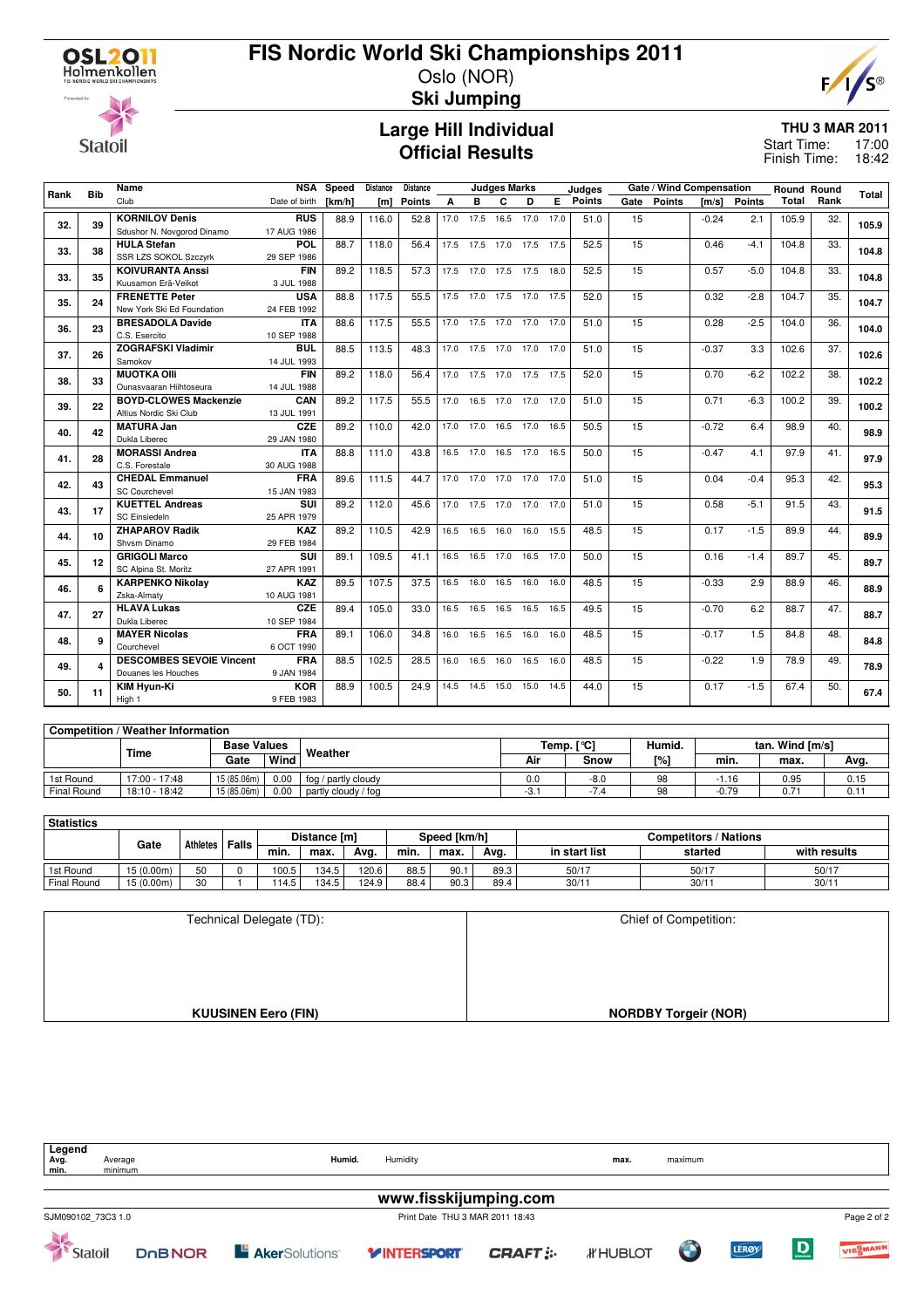# FIS Nordic World Ski Championships 2011

Oslo (NOR)

**Ski Jumping**

## Large Hill Individual
## Official Results

**THU 3 MAR 2011**
Start Time: 17:00
Finish Time: 18:42

| Rank | Bib | Name / Club | NSA / Date of birth | Speed [km/h] | Distance [m] | Distance Points | A | B | C | D | E | Judges Points | Gate | Gate Points | Wind [m/s] | Wind Points | Round Total | Round Rank | Total |
|---|---|---|---|---|---|---|---|---|---|---|---|---|---|---|---|---|---|---|---|
| 32. | 39 | KORNILOV Denis / Sdushor N. Novgorod Dinamo | RUS / 17 AUG 1986 | 88.9 | 116.0 | 52.8 | 17.0 | 17.5 | 16.5 | 17.0 | 17.0 | 51.0 | 15 | | -0.24 | 2.1 | 105.9 | 32. | 105.9 |
| 33. | 38 | HULA Stefan / SSR LZS SOKOL Szczyrk | POL / 29 SEP 1986 | 88.7 | 118.0 | 56.4 | 17.5 | 17.5 | 17.0 | 17.5 | 17.5 | 52.5 | 15 | | 0.46 | -4.1 | 104.8 | 33. | 104.8 |
| 33. | 35 | KOIVURANTA Anssi / Kuusamon Erä-Veikot | FIN / 3 JUL 1988 | 89.2 | 118.5 | 57.3 | 17.5 | 17.0 | 17.5 | 17.5 | 18.0 | 52.5 | 15 | | 0.57 | -5.0 | 104.8 | 33. | 104.8 |
| 35. | 24 | FRENETTE Peter / New York Ski Ed Foundation | USA / 24 FEB 1992 | 88.8 | 117.5 | 55.5 | 17.5 | 17.0 | 17.5 | 17.0 | 17.5 | 52.0 | 15 | | 0.32 | -2.8 | 104.7 | 35. | 104.7 |
| 36. | 23 | BRESADOLA Davide / C.S. Esercito | ITA / 10 SEP 1988 | 88.6 | 117.5 | 55.5 | 17.0 | 17.5 | 17.0 | 17.0 | 17.0 | 51.0 | 15 | | 0.28 | -2.5 | 104.0 | 36. | 104.0 |
| 37. | 26 | ZOGRAFSKI Vladimir / Samokov | BUL / 14 JUL 1993 | 88.5 | 113.5 | 48.3 | 17.0 | 17.5 | 17.0 | 17.0 | 17.0 | 51.0 | 15 | | -0.37 | 3.3 | 102.6 | 37. | 102.6 |
| 38. | 33 | MUOTKA Olli / Ounasvaaran Hiihtoseura | FIN / 14 JUL 1988 | 89.2 | 118.0 | 56.4 | 17.0 | 17.5 | 17.0 | 17.5 | 17.5 | 52.0 | 15 | | 0.70 | -6.2 | 102.2 | 38. | 102.2 |
| 39. | 22 | BOYD-CLOWES Mackenzie / Altius Nordic Ski Club | CAN / 13 JUL 1991 | 89.2 | 117.5 | 55.5 | 17.0 | 16.5 | 17.0 | 17.0 | 17.0 | 51.0 | 15 | | 0.71 | -6.3 | 100.2 | 39. | 100.2 |
| 40. | 42 | MATURA Jan / Dukla Liberec | CZE / 29 JAN 1980 | 89.2 | 110.0 | 42.0 | 17.0 | 17.0 | 16.5 | 17.0 | 16.5 | 50.5 | 15 | | -0.72 | 6.4 | 98.9 | 40. | 98.9 |
| 41. | 28 | MORASSI Andrea / C.S. Forestale | ITA / 30 AUG 1988 | 88.8 | 111.0 | 43.8 | 16.5 | 17.0 | 16.5 | 17.0 | 16.5 | 50.0 | 15 | | -0.47 | 4.1 | 97.9 | 41. | 97.9 |
| 42. | 43 | CHEDAL Emmanuel / SC Courchevel | FRA / 15 JAN 1983 | 89.6 | 111.5 | 44.7 | 17.0 | 17.0 | 17.0 | 17.0 | 17.0 | 51.0 | 15 | | 0.04 | -0.4 | 95.3 | 42. | 95.3 |
| 43. | 17 | KUETTEL Andreas / SC Einsiedeln | SUI / 25 APR 1979 | 89.2 | 112.0 | 45.6 | 17.0 | 17.5 | 17.0 | 17.0 | 17.0 | 51.0 | 15 | | 0.58 | -5.1 | 91.5 | 43. | 91.5 |
| 44. | 10 | ZHAPAROV Radik / Shvsm Dinamo | KAZ / 29 FEB 1984 | 89.2 | 110.5 | 42.9 | 16.5 | 16.5 | 16.0 | 16.0 | 15.5 | 48.5 | 15 | | 0.17 | -1.5 | 89.9 | 44. | 89.9 |
| 45. | 12 | GRIGOLI Marco / SC Alpina St. Moritz | SUI / 27 APR 1991 | 89.1 | 109.5 | 41.1 | 16.5 | 16.5 | 17.0 | 16.5 | 17.0 | 50.0 | 15 | | 0.16 | -1.4 | 89.7 | 45. | 89.7 |
| 46. | 6 | KARPENKO Nikolay / Zska-Almaty | KAZ / 10 AUG 1981 | 89.5 | 107.5 | 37.5 | 16.5 | 16.0 | 16.5 | 16.0 | 16.0 | 48.5 | 15 | | -0.33 | 2.9 | 88.9 | 46. | 88.9 |
| 47. | 27 | HLAVA Lukas / Dukla Liberec | CZE / 10 SEP 1984 | 89.4 | 105.0 | 33.0 | 16.5 | 16.5 | 16.5 | 16.5 | 16.5 | 49.5 | 15 | | -0.70 | 6.2 | 88.7 | 47. | 88.7 |
| 48. | 9 | MAYER Nicolas / Courchevel | FRA / 6 OCT 1990 | 89.1 | 106.0 | 34.8 | 16.0 | 16.5 | 16.5 | 16.0 | 16.0 | 48.5 | 15 | | -0.17 | 1.5 | 84.8 | 48. | 84.8 |
| 49. | 4 | DESCOMBES SEVOIE Vincent / Douanes les Houches | FRA / 9 JAN 1984 | 88.5 | 102.5 | 28.5 | 16.0 | 16.5 | 16.0 | 16.5 | 16.0 | 48.5 | 15 | | -0.22 | 1.9 | 78.9 | 49. | 78.9 |
| 50. | 11 | KIM Hyun-Ki / High 1 | KOR / 9 FEB 1983 | 88.9 | 100.5 | 24.9 | 14.5 | 14.5 | 15.0 | 15.0 | 14.5 | 44.0 | 15 | | 0.17 | -1.5 | 67.4 | 50. | 67.4 |

### Competition / Weather Information

| | Time | Base Values Gate | Base Values Wind | Weather | Temp. [°C] Air | Temp. [°C] Snow | Humid. [%] | tan. Wind [m/s] min. | max. | Avg. |
|---|---|---|---|---|---|---|---|---|---|---|
| 1st Round | 17:00 - 17:48 | 15 (85.06m) | 0.00 | fog / partly cloudy | 0.0 | -8.0 | 98 | -1.16 | 0.95 | 0.15 |
| Final Round | 18:10 - 18:42 | 15 (85.06m) | 0.00 | partly cloudy / fog | -3.1 | -7.4 | 98 | -0.79 | 0.71 | 0.11 |

### Statistics

| | Gate | Athletes | Falls | Distance [m] min. | max. | Avg. | Speed [km/h] min. | max. | Avg. | Competitors / Nations in start list | started | with results |
|---|---|---|---|---|---|---|---|---|---|---|---|---|
| 1st Round | 15 (0.00m) | 50 | 0 | 100.5 | 134.5 | 120.6 | 88.5 | 90.1 | 89.3 | 50/17 | 50/17 | 50/17 |
| Final Round | 15 (0.00m) | 30 | 1 | 114.5 | 134.5 | 124.9 | 88.4 | 90.3 | 89.4 | 30/11 | 30/11 | 30/11 |

| Technical Delegate (TD): | Chief of Competition: |
|---|---|
| **KUUSINEN Eero (FIN)** | **NORDBY Torgeir (NOR)** |

**Legend**
Avg. Average
min. minimum
Humid. Humidity
max. maximum

www.fisskijumping.com

SJM090102_73C3 1.0 — Print Date THU 3 MAR 2011 18:43